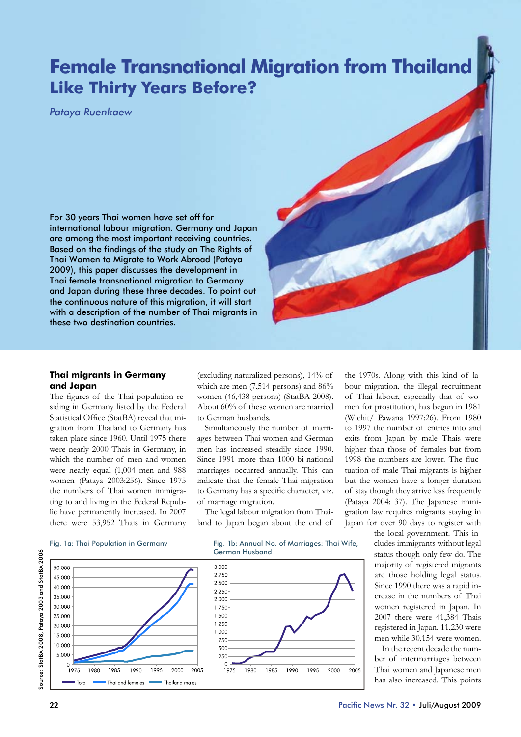# Female Transnational Migration from Thailand Like Thirty Years Before?

*Pataya Ruenkaew*

For 30 years Thai women have set off for international labour migration. Germany and Japan are among the most important receiving countries. Based on the findings of the study on The Rights of Thai Women to Migrate to Work Abroad (Pataya 2009), this paper discusses the development in Thai female transnational migration to Germany and Japan during these three decades. To point out the continuous nature of this migration, it will start with a description of the number of Thai migrants in these two destination countries.

### Thai migrants in Germany and Japan

The figures of the Thai population residing in Germany listed by the Federal Statistical Office (StatBA) reveal that migration from Thailand to Germany has taken place since 1960. Until 1975 there were nearly 2000 Thais in Germany, in which the number of men and women were nearly equal (1,004 men and 988 women (Pataya 2003:256). Since 1975 the numbers of Thai women immigrating to and living in the Federal Republic have permanently increased. In 2007 there were 53,952 Thais in Germany (excluding naturalized persons), 14% of which are men (7,514 persons) and 86% women (46,438 persons) (StatBA 2008). About 60% of these women are married to German husbands.

Simultaneously the number of marriages between Thai women and German men has increased steadily since 1990. Since 1991 more than 1000 bi-national marriages occurred annually. This can indicate that the female Thai migration to Germany has a specific character, viz. of marriage migration.

The legal labour migration from Thailand to Japan began about the end of the 1970s. Along with this kind of labour migration, the illegal recruitment of Thai labour, especially that of women for prostitution, has begun in 1981 (Wichit/ Pawana 1997:26). From 1980 to 1997 the number of entries into and exits from Japan by male Thais were higher than those of females but from 1998 the numbers are lower. The fluctuation of male Thai migrants is higher but the women have a longer duration of stay though they arrive less frequently (Pataya 2004: 37). The Japanese immigration law requires migrants staying in Japan for over 90 days to register with the local government. This includes immigrants without legal status though only few do. The majority of registered migrants are those holding legal status. Since 1990 there was a rapid increase in the numbers of Thai women registered in Japan. In 2007 there were 41,384 Thais registered in Japan. 11,230 were men while 30,154 were women.

In the recent decade the number of intermarriages between Thai women and Japanese men has also increased. This points

Fig. 1a: Thai Population in Germany

Fig. 1b: Annual No. of Marriages: Thai Wife, German Husband

Source: StatBA 2008, Pataya 2003 and StatBA 2006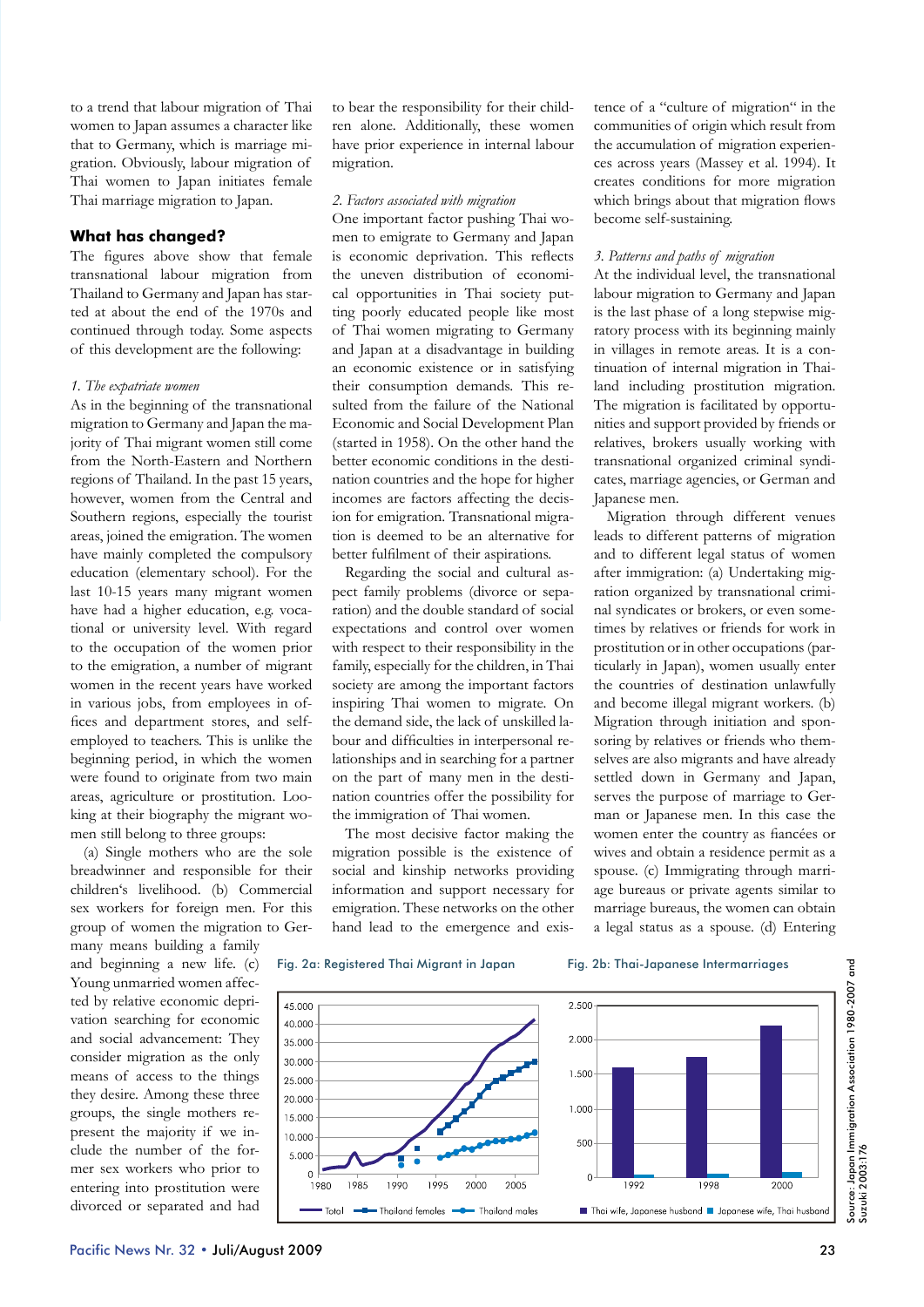to a trend that labour migration of Thai women to Japan assumes a character like that to Germany, which is marriage migration. Obviously, labour migration of Thai women to Japan initiates female Thai marriage migration to Japan.

## What has changed?

The figures above show that female transnational labour migration from Thailand to Germany and Japan has started at about the end of the 1970s and continued through today. Some aspects of this development are the following:

*1. The expatriate women*

As in the beginning of the transnational migration to Germany and Japan the majority of Thai migrant women still come from the North-Eastern and Northern regions of Thailand. In the past 15 years, however, women from the Central and Southern regions, especially the tourist areas, joined the emigration. The women have mainly completed the compulsory education (elementary school). For the last 10-15 years many migrant women have had a higher education, e.g. vocational or university level. With regard to the occupation of the women prior to the emigration, a number of migrant women in the recent years have worked in various jobs, from employees in offices and department stores, and self-employed to teachers. This is unlike the beginning period, in which the women were found to originate from two main areas, agriculture or prostitution. Looking at their biography the migrant women still belong to three groups:

(a) Single mothers who are the sole breadwinner and responsible for their children's livelihood. (b) Commercial sex workers for foreign men. For this group of women the migration to Germany means building a family and beginning a new life. (c) Young unmarried women affected by relative economic deprivation searching for economic and social advancement: They consider migration as the only means of access to the things they desire. Among these three groups, the single mothers represent the majority if we include the number of the former sex workers who prior to entering into prostitution were divorced or separated and had to bear the responsibility for their children alone. Additionally, these women have prior experience in internal labour migration.

*2. Factors associated with migration*

One important factor pushing Thai women to emigrate to Germany and Japan is economic deprivation. This reflects the uneven distribution of economical opportunities in Thai society putting poorly educated people like most of Thai women migrating to Germany and Japan at a disadvantage in building an economic existence or in satisfying their consumption demands. This resulted from the failure of the National Economic and Social Development Plan (started in 1958). On the other hand the better economic conditions in the destination countries and the hope for higher incomes are factors affecting the decision for emigration. Transnational migration is deemed to be an alternative for better fulfilment of their aspirations.

Regarding the social and cultural aspect family problems (divorce or separation) and the double standard of social expectations and control over women with respect to their responsibility in the family, especially for the children, in Thai society are among the important factors inspiring Thai women to migrate. On the demand side, the lack of unskilled labour and difficulties in interpersonal relationships and in searching for a partner on the part of many men in the destination countries offer the possibility for the immigration of Thai women.

The most decisive factor making the migration possible is the existence of social and kinship networks providing information and support necessary for emigration. These networks on the other hand lead to the emergence and existence of a "culture of migration" in the communities of origin which result from the accumulation of migration experiences across years (Massey et al. 1994). It creates conditions for more migration which brings about that migration flows become self-sustaining.

*3. Patterns and paths of migration*

At the individual level, the transnational labour migration to Germany and Japan is the last phase of a long stepwise migratory process with its beginning mainly in villages in remote areas. It is a continuation of internal migration in Thailand including prostitution migration. The migration is facilitated by opportunities and support provided by friends or relatives, brokers usually working with transnational organized criminal syndicates, marriage agencies, or German and Japanese men.

Migration through different venues leads to different patterns of migration and to different legal status of women after immigration: (a) Undertaking migration organized by transnational criminal syndicates or brokers, or even sometimes by relatives or friends for work in prostitution or in other occupations (particularly in Japan), women usually enter the countries of destination unlawfully and become illegal migrant workers. (b) Migration through initiation and sponsoring by relatives or friends who themselves are also migrants and have already settled down in Germany and Japan, serves the purpose of marriage to German or Japanese men. In this case the women enter the country as fiancées or wives and obtain a residence permit as a spouse. (c) Immigrating through marriage bureaus or private agents similar to marriage bureaus, the women can obtain a legal status as a spouse. (d) Entering

Fig. 2a: Registered Thai Migrant in Japan

Fig. 2b: Thai-Japanese Intermarriages

Source: Japan Immigration Association 1980-2007 and Suzuki 2003:176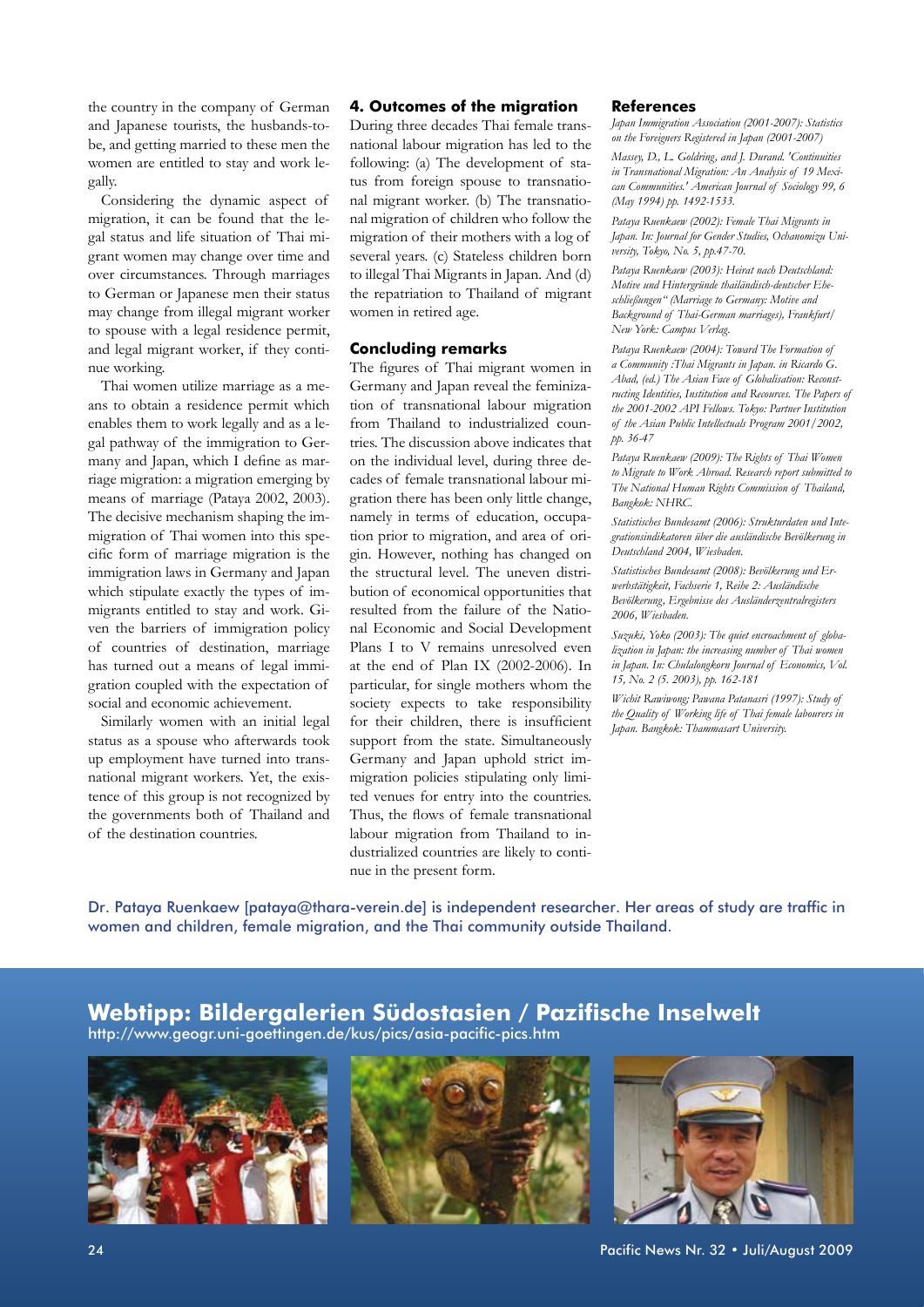the country in the company of German and Japanese tourists, the husbands-to-be, and getting married to these men the women are entitled to stay and work legally.

Considering the dynamic aspect of migration, it can be found that the legal status and life situation of Thai migrant women may change over time and over circumstances. Through marriages to German or Japanese men their status may change from illegal migrant worker to spouse with a legal residence permit, and legal migrant worker, if they continue working.

Thai women utilize marriage as a means to obtain a residence permit which enables them to work legally and as a legal pathway of the immigration to Germany and Japan, which I define as marriage migration: a migration emerging by means of marriage (Pataya 2002, 2003). The decisive mechanism shaping the immigration of Thai women into this specific form of marriage migration is the immigration laws in Germany and Japan which stipulate exactly the types of immigrants entitled to stay and work. Given the barriers of immigration policy of countries of destination, marriage has turned out a means of legal immigration coupled with the expectation of social and economic achievement.

Similarly women with an initial legal status as a spouse who afterwards took up employment have turned into transnational migrant workers. Yet, the existence of this group is not recognized by the governments both of Thailand and of the destination countries.

## 4. Outcomes of the migration

During three decades Thai female transnational labour migration has led to the following: (a) The development of status from foreign spouse to transnational migrant worker. (b) The transnational migration of children who follow the migration of their mothers with a log of several years. (c) Stateless children born to illegal Thai Migrants in Japan. And (d) the repatriation to Thailand of migrant women in retired age.

## Concluding remarks

The figures of Thai migrant women in Germany and Japan reveal the feminization of transnational labour migration from Thailand to industrialized countries. The discussion above indicates that on the individual level, during three decades of female transnational labour migration there has been only little change, namely in terms of education, occupation prior to migration, and area of origin. However, nothing has changed on the structural level. The uneven distribution of economical opportunities that resulted from the failure of the National Economic and Social Development Plans I to V remains unresolved even at the end of Plan IX (2002-2006). In particular, for single mothers whom the society expects to take responsibility for their children, there is insufficient support from the state. Simultaneously Germany and Japan uphold strict immigration policies stipulating only limited venues for entry into the countries. Thus, the flows of female transnational labour migration from Thailand to industrialized countries are likely to continue in the present form.

## References

*Japan Immigration Association (2001-2007): Statistics on the Foreigners Registered in Japan (2001-2007)*

*Massey, D., L. Goldring, and J. Durand. 'Continuities in Transnational Migration: An Analysis of 19 Mexican Communities.' American Journal of Sociology 99, 6 (May 1994) pp. 1492-1533.*

*Pataya Ruenkaew (2002): Female Thai Migrants in Japan. In: Journal for Gender Studies, Ochanomizu University, Tokyo, No. 5, pp.47-70.*

*Pataya Ruenkaew (2003): Heirat nach Deutschland: Motive und Hintergründe thailändisch-deutscher Eheschließungen" (Marriage to Germany: Motive and Background of Thai-German marriages), Frankfurt/New York: Campus Verlag.*

*Pataya Ruenkaew (2004): Toward The Formation of a Community :Thai Migrants in Japan. in Ricardo G. Abad, (ed.) The Asian Face of Globalisation: Reconstructing Identities, Institution and Recources. The Papers of the 2001-2002 API Fellows. Tokyo: Partner Institution of the Asian Public Intellectuals Program 2001/2002, pp. 36-47*

*Pataya Ruenkaew (2009): The Rights of Thai Women to Migrate to Work Abroad. Research report submitted to The National Human Rights Commission of Thailand, Bangkok: NHRC.*

*Statistisches Bundesamt (2006): Strukturdaten und Integrationsindikatoren über die ausländische Bevölkerung in Deutschland 2004, Wiesbaden.*

*Statistisches Bundesamt (2008): Bevölkerung und Erwerbstätigkeit, Fachserie 1, Reihe 2: Ausländische Bevölkerung, Ergebnisse des Ausländerzentralregisters 2006, Wiesbaden.*

*Suzuki, Yoko (2003): The quiet encroachment of globalization in Japan: the increasing number of Thai women in Japan. In: Chulalongkorn Journal of Economics, Vol. 15, No. 2 (5. 2003), pp. 162-181*

*Wichit Rawiwong; Pawana Patanasri (1997): Study of the Quality of Working life of Thai female labourers in Japan. Bangkok: Thammasart University.*

Dr. Pataya Ruenkaew [pataya@thara-verein.de] is independent researcher. Her areas of study are traffic in women and children, female migration, and the Thai community outside Thailand.

## Webtipp: Bildergalerien Südostasien / Pazifische Inselwelt

http://www.geogr.uni-goettingen.de/kus/pics/asia-pacific-pics.htm